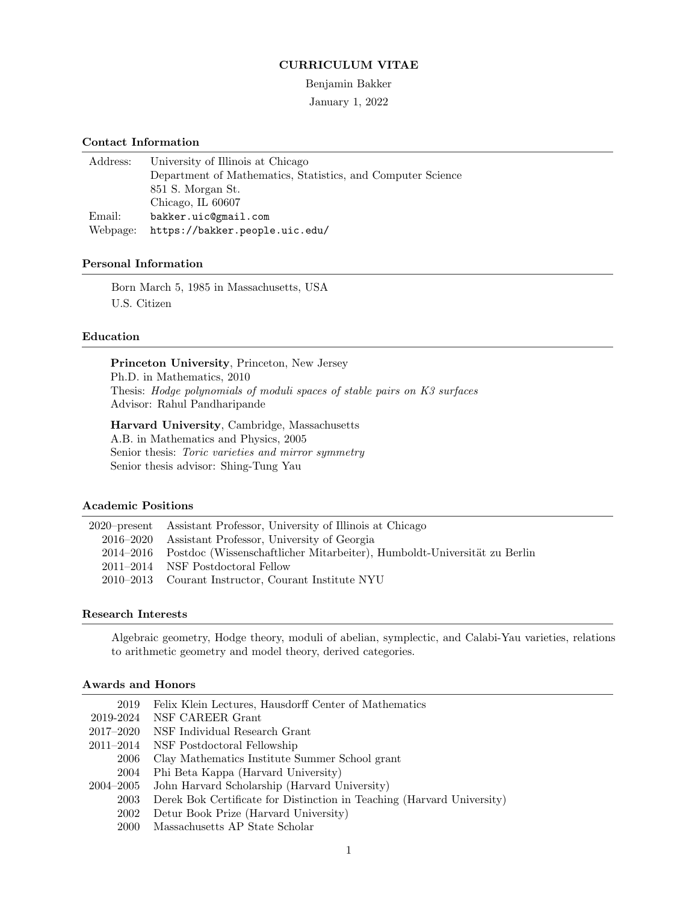# CURRICULUM VITAE

Benjamin Bakker

January 1, 2022

## Contact Information

| | |
|---|---|
| Address: | University of Illinois at Chicago |
| | Department of Mathematics, Statistics, and Computer Science |
| | 851 S. Morgan St. |
| | Chicago, IL 60607 |
| Email: | `bakker.uic@gmail.com` |
| Webpage: | `https://bakker.people.uic.edu/` |

## Personal Information

Born March 5, 1985 in Massachusetts, USA

U.S. Citizen

## Education

**Princeton University**, Princeton, New Jersey
Ph.D. in Mathematics, 2010
Thesis: *Hodge polynomials of moduli spaces of stable pairs on K3 surfaces*
Advisor: Rahul Pandharipande

**Harvard University**, Cambridge, Massachusetts
A.B. in Mathematics and Physics, 2005
Senior thesis: *Toric varieties and mirror symmetry*
Senior thesis advisor: Shing-Tung Yau

## Academic Positions

| | |
|---|---|
| 2020–present | Assistant Professor, University of Illinois at Chicago |
| 2016–2020 | Assistant Professor, University of Georgia |
| 2014–2016 | Postdoc (Wissenschaftlicher Mitarbeiter), Humboldt-Universität zu Berlin |
| 2011–2014 | NSF Postdoctoral Fellow |
| 2010–2013 | Courant Instructor, Courant Institute NYU |

## Research Interests

Algebraic geometry, Hodge theory, moduli of abelian, symplectic, and Calabi-Yau varieties, relations to arithmetic geometry and model theory, derived categories.

## Awards and Honors

| | |
|---|---|
| 2019 | Felix Klein Lectures, Hausdorff Center of Mathematics |
| 2019-2024 | NSF CAREER Grant |
| 2017–2020 | NSF Individual Research Grant |
| 2011–2014 | NSF Postdoctoral Fellowship |
| 2006 | Clay Mathematics Institute Summer School grant |
| 2004 | Phi Beta Kappa (Harvard University) |
| 2004–2005 | John Harvard Scholarship (Harvard University) |
| 2003 | Derek Bok Certificate for Distinction in Teaching (Harvard University) |
| 2002 | Detur Book Prize (Harvard University) |
| 2000 | Massachusetts AP State Scholar |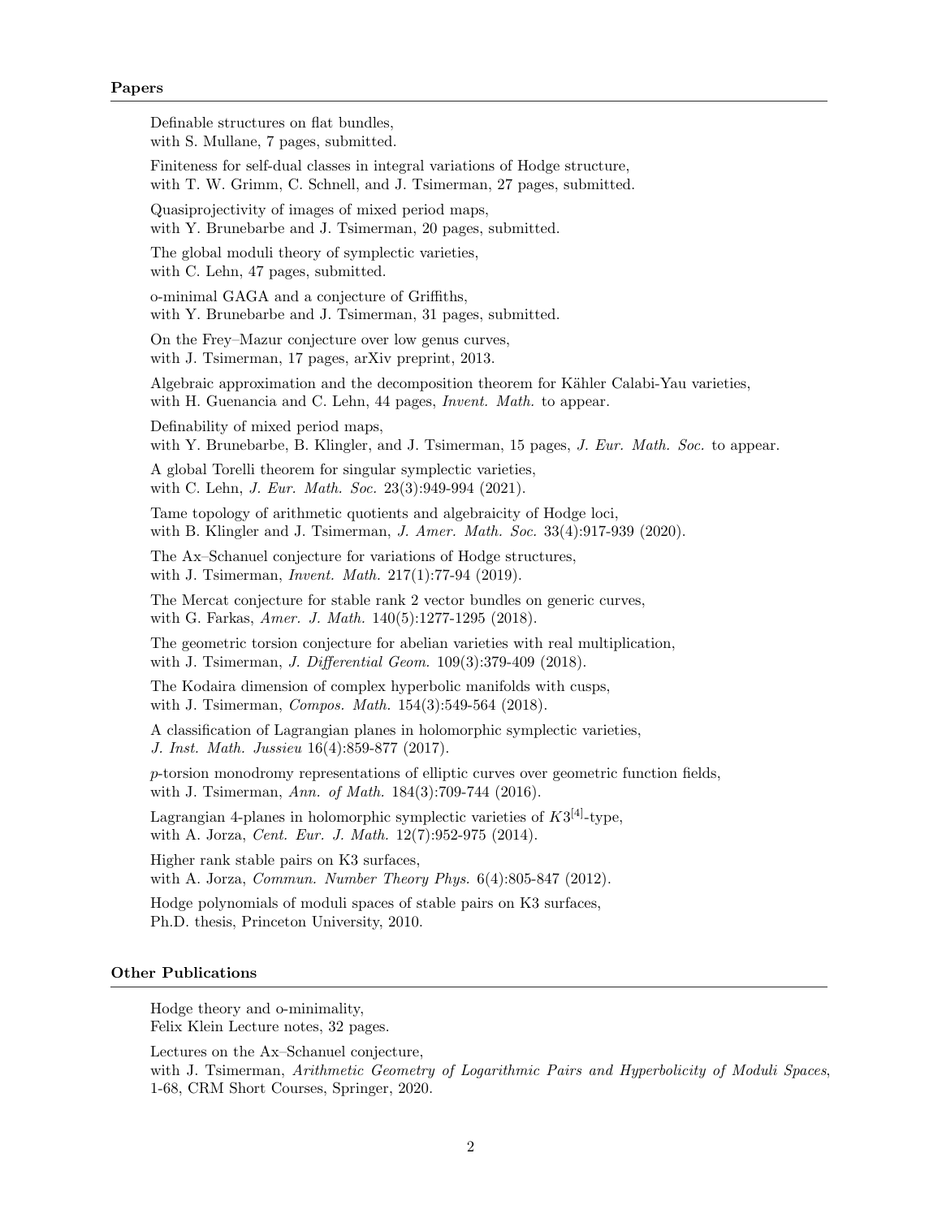## Papers

Definable structures on flat bundles,
with S. Mullane, 7 pages, submitted.

Finiteness for self-dual classes in integral variations of Hodge structure,
with T. W. Grimm, C. Schnell, and J. Tsimerman, 27 pages, submitted.

Quasiprojectivity of images of mixed period maps,
with Y. Brunebarbe and J. Tsimerman, 20 pages, submitted.

The global moduli theory of symplectic varieties,
with C. Lehn, 47 pages, submitted.

o-minimal GAGA and a conjecture of Griffiths,
with Y. Brunebarbe and J. Tsimerman, 31 pages, submitted.

On the Frey–Mazur conjecture over low genus curves,
with J. Tsimerman, 17 pages, arXiv preprint, 2013.

Algebraic approximation and the decomposition theorem for Kähler Calabi-Yau varieties,
with H. Guenancia and C. Lehn, 44 pages, *Invent. Math.* to appear.

Definability of mixed period maps,
with Y. Brunebarbe, B. Klingler, and J. Tsimerman, 15 pages, *J. Eur. Math. Soc.* to appear.

A global Torelli theorem for singular symplectic varieties,
with C. Lehn, *J. Eur. Math. Soc.* 23(3):949-994 (2021).

Tame topology of arithmetic quotients and algebraicity of Hodge loci,
with B. Klingler and J. Tsimerman, *J. Amer. Math. Soc.* 33(4):917-939 (2020).

The Ax–Schanuel conjecture for variations of Hodge structures,
with J. Tsimerman, *Invent. Math.* 217(1):77-94 (2019).

The Mercat conjecture for stable rank 2 vector bundles on generic curves,
with G. Farkas, *Amer. J. Math.* 140(5):1277-1295 (2018).

The geometric torsion conjecture for abelian varieties with real multiplication,
with J. Tsimerman, *J. Differential Geom.* 109(3):379-409 (2018).

The Kodaira dimension of complex hyperbolic manifolds with cusps,
with J. Tsimerman, *Compos. Math.* 154(3):549-564 (2018).

A classification of Lagrangian planes in holomorphic symplectic varieties,
*J. Inst. Math. Jussieu* 16(4):859-877 (2017).

$p$-torsion monodromy representations of elliptic curves over geometric function fields,
with J. Tsimerman, *Ann. of Math.* 184(3):709-744 (2016).

Lagrangian 4-planes in holomorphic symplectic varieties of $K3^{[4]}$-type,
with A. Jorza, *Cent. Eur. J. Math.* 12(7):952-975 (2014).

Higher rank stable pairs on K3 surfaces,
with A. Jorza, *Commun. Number Theory Phys.* 6(4):805-847 (2012).

Hodge polynomials of moduli spaces of stable pairs on K3 surfaces,
Ph.D. thesis, Princeton University, 2010.

## Other Publications

Hodge theory and o-minimality,
Felix Klein Lecture notes, 32 pages.

Lectures on the Ax–Schanuel conjecture,
with J. Tsimerman, *Arithmetic Geometry of Logarithmic Pairs and Hyperbolicity of Moduli Spaces*, 1-68, CRM Short Courses, Springer, 2020.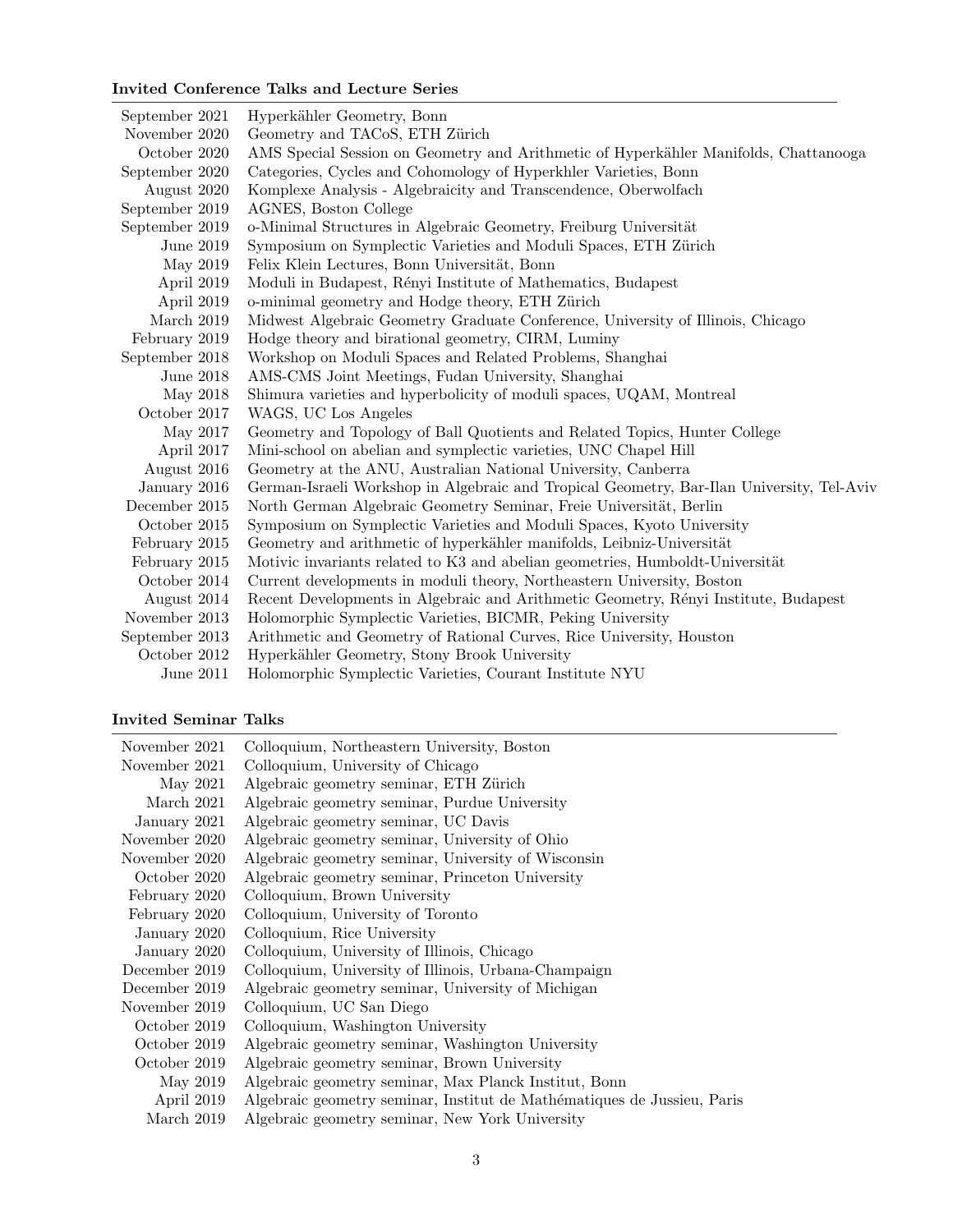**Invited Conference Talks and Lecture Series**

| | |
|---|---|
| September 2021 | Hyperkähler Geometry, Bonn |
| November 2020 | Geometry and TACoS, ETH Zürich |
| October 2020 | AMS Special Session on Geometry and Arithmetic of Hyperkähler Manifolds, Chattanooga |
| September 2020 | Categories, Cycles and Cohomology of Hyperkhler Varieties, Bonn |
| August 2020 | Komplexe Analysis - Algebraicity and Transcendence, Oberwolfach |
| September 2019 | AGNES, Boston College |
| September 2019 | o-Minimal Structures in Algebraic Geometry, Freiburg Universität |
| June 2019 | Symposium on Symplectic Varieties and Moduli Spaces, ETH Zürich |
| May 2019 | Felix Klein Lectures, Bonn Universität, Bonn |
| April 2019 | Moduli in Budapest, Rényi Institute of Mathematics, Budapest |
| April 2019 | o-minimal geometry and Hodge theory, ETH Zürich |
| March 2019 | Midwest Algebraic Geometry Graduate Conference, University of Illinois, Chicago |
| February 2019 | Hodge theory and birational geometry, CIRM, Luminy |
| September 2018 | Workshop on Moduli Spaces and Related Problems, Shanghai |
| June 2018 | AMS-CMS Joint Meetings, Fudan University, Shanghai |
| May 2018 | Shimura varieties and hyperbolicity of moduli spaces, UQAM, Montreal |
| October 2017 | WAGS, UC Los Angeles |
| May 2017 | Geometry and Topology of Ball Quotients and Related Topics, Hunter College |
| April 2017 | Mini-school on abelian and symplectic varieties, UNC Chapel Hill |
| August 2016 | Geometry at the ANU, Australian National University, Canberra |
| January 2016 | German-Israeli Workshop in Algebraic and Tropical Geometry, Bar-Ilan University, Tel-Aviv |
| December 2015 | North German Algebraic Geometry Seminar, Freie Universität, Berlin |
| October 2015 | Symposium on Symplectic Varieties and Moduli Spaces, Kyoto University |
| February 2015 | Geometry and arithmetic of hyperkähler manifolds, Leibniz-Universität |
| February 2015 | Motivic invariants related to K3 and abelian geometries, Humboldt-Universität |
| October 2014 | Current developments in moduli theory, Northeastern University, Boston |
| August 2014 | Recent Developments in Algebraic and Arithmetic Geometry, Rényi Institute, Budapest |
| November 2013 | Holomorphic Symplectic Varieties, BICMR, Peking University |
| September 2013 | Arithmetic and Geometry of Rational Curves, Rice University, Houston |
| October 2012 | Hyperkähler Geometry, Stony Brook University |
| June 2011 | Holomorphic Symplectic Varieties, Courant Institute NYU |

**Invited Seminar Talks**

| | |
|---|---|
| November 2021 | Colloquium, Northeastern University, Boston |
| November 2021 | Colloquium, University of Chicago |
| May 2021 | Algebraic geometry seminar, ETH Zürich |
| March 2021 | Algebraic geometry seminar, Purdue University |
| January 2021 | Algebraic geometry seminar, UC Davis |
| November 2020 | Algebraic geometry seminar, University of Ohio |
| November 2020 | Algebraic geometry seminar, University of Wisconsin |
| October 2020 | Algebraic geometry seminar, Princeton University |
| February 2020 | Colloquium, Brown University |
| February 2020 | Colloquium, University of Toronto |
| January 2020 | Colloquium, Rice University |
| January 2020 | Colloquium, University of Illinois, Chicago |
| December 2019 | Colloquium, University of Illinois, Urbana-Champaign |
| December 2019 | Algebraic geometry seminar, University of Michigan |
| November 2019 | Colloquium, UC San Diego |
| October 2019 | Colloquium, Washington University |
| October 2019 | Algebraic geometry seminar, Washington University |
| October 2019 | Algebraic geometry seminar, Brown University |
| May 2019 | Algebraic geometry seminar, Max Planck Institut, Bonn |
| April 2019 | Algebraic geometry seminar, Institut de Mathématiques de Jussieu, Paris |
| March 2019 | Algebraic geometry seminar, New York University |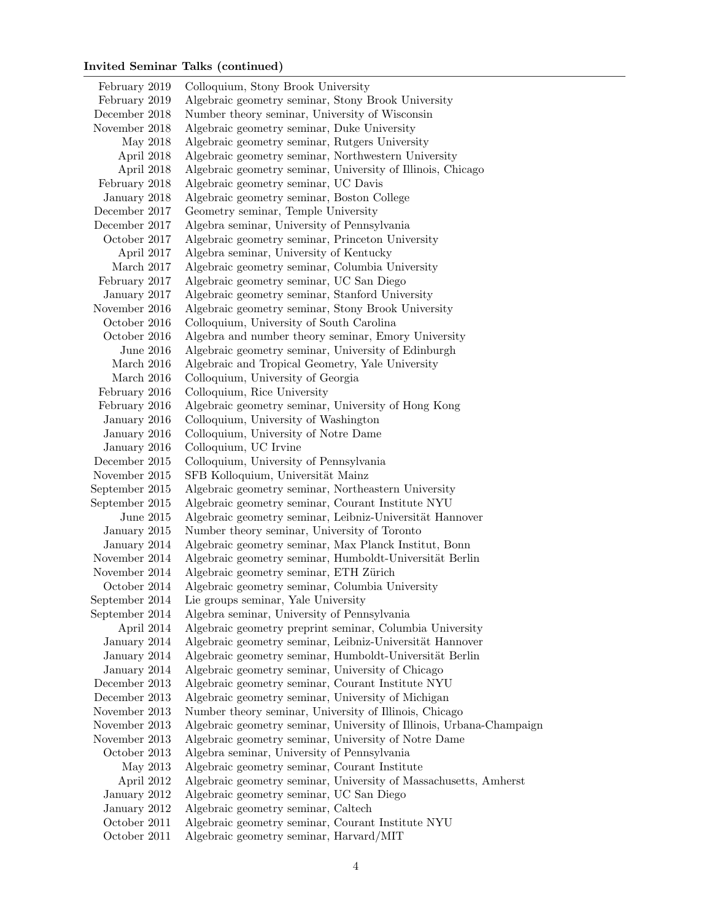### Invited Seminar Talks (continued)

| | |
|---|---|
| February 2019 | Colloquium, Stony Brook University |
| February 2019 | Algebraic geometry seminar, Stony Brook University |
| December 2018 | Number theory seminar, University of Wisconsin |
| November 2018 | Algebraic geometry seminar, Duke University |
| May 2018 | Algebraic geometry seminar, Rutgers University |
| April 2018 | Algebraic geometry seminar, Northwestern University |
| April 2018 | Algebraic geometry seminar, University of Illinois, Chicago |
| February 2018 | Algebraic geometry seminar, UC Davis |
| January 2018 | Algebraic geometry seminar, Boston College |
| December 2017 | Geometry seminar, Temple University |
| December 2017 | Algebra seminar, University of Pennsylvania |
| October 2017 | Algebraic geometry seminar, Princeton University |
| April 2017 | Algebra seminar, University of Kentucky |
| March 2017 | Algebraic geometry seminar, Columbia University |
| February 2017 | Algebraic geometry seminar, UC San Diego |
| January 2017 | Algebraic geometry seminar, Stanford University |
| November 2016 | Algebraic geometry seminar, Stony Brook University |
| October 2016 | Colloquium, University of South Carolina |
| October 2016 | Algebra and number theory seminar, Emory University |
| June 2016 | Algebraic geometry seminar, University of Edinburgh |
| March 2016 | Algebraic and Tropical Geometry, Yale University |
| March 2016 | Colloquium, University of Georgia |
| February 2016 | Colloquium, Rice University |
| February 2016 | Algebraic geometry seminar, University of Hong Kong |
| January 2016 | Colloquium, University of Washington |
| January 2016 | Colloquium, University of Notre Dame |
| January 2016 | Colloquium, UC Irvine |
| December 2015 | Colloquium, University of Pennsylvania |
| November 2015 | SFB Kolloquium, Universität Mainz |
| September 2015 | Algebraic geometry seminar, Northeastern University |
| September 2015 | Algebraic geometry seminar, Courant Institute NYU |
| June 2015 | Algebraic geometry seminar, Leibniz-Universität Hannover |
| January 2015 | Number theory seminar, University of Toronto |
| January 2014 | Algebraic geometry seminar, Max Planck Institut, Bonn |
| November 2014 | Algebraic geometry seminar, Humboldt-Universität Berlin |
| November 2014 | Algebraic geometry seminar, ETH Zürich |
| October 2014 | Algebraic geometry seminar, Columbia University |
| September 2014 | Lie groups seminar, Yale University |
| September 2014 | Algebra seminar, University of Pennsylvania |
| April 2014 | Algebraic geometry preprint seminar, Columbia University |
| January 2014 | Algebraic geometry seminar, Leibniz-Universität Hannover |
| January 2014 | Algebraic geometry seminar, Humboldt-Universität Berlin |
| January 2014 | Algebraic geometry seminar, University of Chicago |
| December 2013 | Algebraic geometry seminar, Courant Institute NYU |
| December 2013 | Algebraic geometry seminar, University of Michigan |
| November 2013 | Number theory seminar, University of Illinois, Chicago |
| November 2013 | Algebraic geometry seminar, University of Illinois, Urbana-Champaign |
| November 2013 | Algebraic geometry seminar, University of Notre Dame |
| October 2013 | Algebra seminar, University of Pennsylvania |
| May 2013 | Algebraic geometry seminar, Courant Institute |
| April 2012 | Algebraic geometry seminar, University of Massachusetts, Amherst |
| January 2012 | Algebraic geometry seminar, UC San Diego |
| January 2012 | Algebraic geometry seminar, Caltech |
| October 2011 | Algebraic geometry seminar, Courant Institute NYU |
| October 2011 | Algebraic geometry seminar, Harvard/MIT |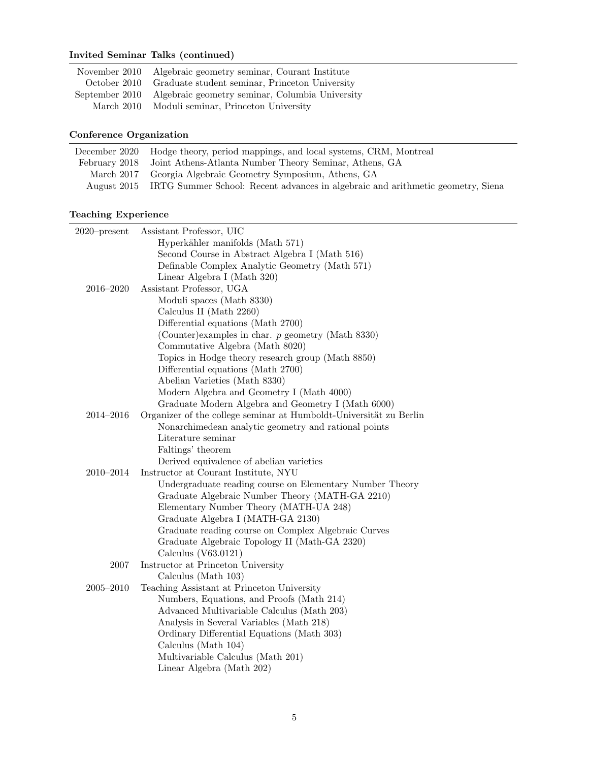### Invited Seminar Talks (continued)

| | |
|---|---|
| November 2010 | Algebraic geometry seminar, Courant Institute |
| October 2010 | Graduate student seminar, Princeton University |
| September 2010 | Algebraic geometry seminar, Columbia University |
| March 2010 | Moduli seminar, Princeton University |

### Conference Organization

| | |
|---|---|
| December 2020 | Hodge theory, period mappings, and local systems, CRM, Montreal |
| February 2018 | Joint Athens-Atlanta Number Theory Seminar, Athens, GA |
| March 2017 | Georgia Algebraic Geometry Symposium, Athens, GA |
| August 2015 | IRTG Summer School: Recent advances in algebraic and arithmetic geometry, Siena |

### Teaching Experience

| | |
|---|---|
| 2020–present | Assistant Professor, UIC |
| | Hyperkähler manifolds (Math 571) |
| | Second Course in Abstract Algebra I (Math 516) |
| | Definable Complex Analytic Geometry (Math 571) |
| | Linear Algebra I (Math 320) |
| 2016–2020 | Assistant Professor, UGA |
| | Moduli spaces (Math 8330) |
| | Calculus II (Math 2260) |
| | Differential equations (Math 2700) |
| | (Counter)examples in char. $p$ geometry (Math 8330) |
| | Commutative Algebra (Math 8020) |
| | Topics in Hodge theory research group (Math 8850) |
| | Differential equations (Math 2700) |
| | Abelian Varieties (Math 8330) |
| | Modern Algebra and Geometry I (Math 4000) |
| | Graduate Modern Algebra and Geometry I (Math 6000) |
| 2014–2016 | Organizer of the college seminar at Humboldt-Universität zu Berlin |
| | Nonarchimedean analytic geometry and rational points |
| | Literature seminar |
| | Faltings' theorem |
| | Derived equivalence of abelian varieties |
| 2010–2014 | Instructor at Courant Institute, NYU |
| | Undergraduate reading course on Elementary Number Theory |
| | Graduate Algebraic Number Theory (MATH-GA 2210) |
| | Elementary Number Theory (MATH-UA 248) |
| | Graduate Algebra I (MATH-GA 2130) |
| | Graduate reading course on Complex Algebraic Curves |
| | Graduate Algebraic Topology II (Math-GA 2320) |
| | Calculus (V63.0121) |
| 2007 | Instructor at Princeton University |
| | Calculus (Math 103) |
| 2005–2010 | Teaching Assistant at Princeton University |
| | Numbers, Equations, and Proofs (Math 214) |
| | Advanced Multivariable Calculus (Math 203) |
| | Analysis in Several Variables (Math 218) |
| | Ordinary Differential Equations (Math 303) |
| | Calculus (Math 104) |
| | Multivariable Calculus (Math 201) |
| | Linear Algebra (Math 202) |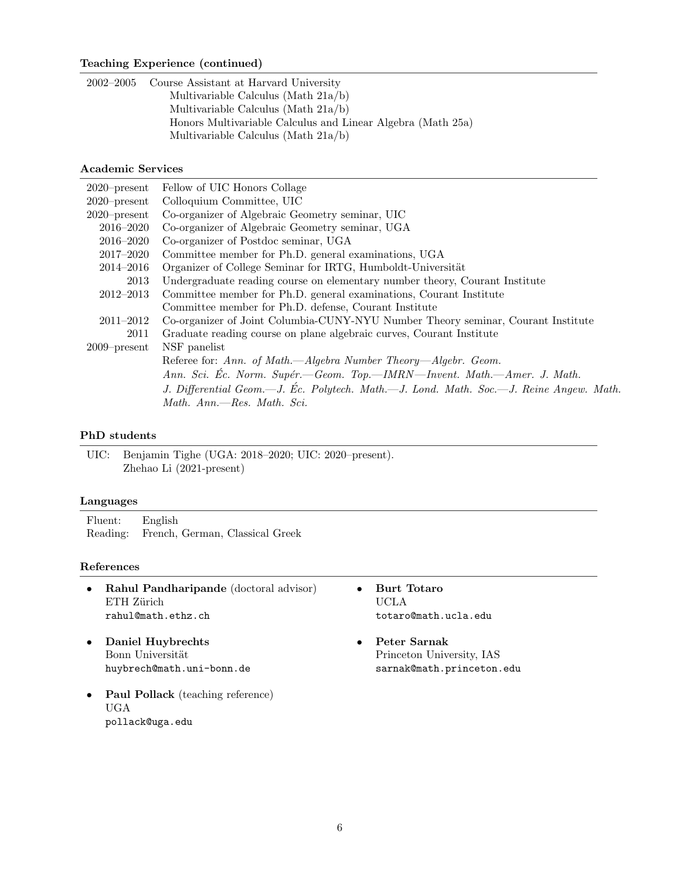### Teaching Experience (continued)

| | |
|---|---|
| 2002–2005 | Course Assistant at Harvard University |
| | Multivariable Calculus (Math 21a/b) |
| | Multivariable Calculus (Math 21a/b) |
| | Honors Multivariable Calculus and Linear Algebra (Math 25a) |
| | Multivariable Calculus (Math 21a/b) |

### Academic Services

| | |
|---|---|
| 2020–present | Fellow of UIC Honors Collage |
| 2020–present | Colloquium Committee, UIC |
| 2020–present | Co-organizer of Algebraic Geometry seminar, UIC |
| 2016–2020 | Co-organizer of Algebraic Geometry seminar, UGA |
| 2016–2020 | Co-organizer of Postdoc seminar, UGA |
| 2017–2020 | Committee member for Ph.D. general examinations, UGA |
| 2014–2016 | Organizer of College Seminar for IRTG, Humboldt-Universität |
| 2013 | Undergraduate reading course on elementary number theory, Courant Institute |
| 2012–2013 | Committee member for Ph.D. general examinations, Courant Institute |
| | Committee member for Ph.D. defense, Courant Institute |
| 2011–2012 | Co-organizer of Joint Columbia-CUNY-NYU Number Theory seminar, Courant Institute |
| 2011 | Graduate reading course on plane algebraic curves, Courant Institute |
| 2009–present | NSF panelist |
| | Referee for: *Ann. of Math.—Algebra Number Theory—Algebr. Geom. Ann. Sci. Éc. Norm. Supér.—Geom. Top.—IMRN—Invent. Math.—Amer. J. Math. J. Differential Geom.—J. Éc. Polytech. Math.—J. Lond. Math. Soc.—J. Reine Angew. Math. Math. Ann.—Res. Math. Sci.* |

### PhD students

UIC: Benjamin Tighe (UGA: 2018–2020; UIC: 2020–present).
Zhehao Li (2021-present)

### Languages

| | |
|---|---|
| Fluent: | English |
| Reading: | French, German, Classical Greek |

### References

- **Rahul Pandharipande** (doctoral advisor)
  ETH Zürich
  `rahul@math.ethz.ch`
- **Daniel Huybrechts**
  Bonn Universität
  `huybrech@math.uni-bonn.de`
- **Paul Pollack** (teaching reference)
  UGA
  `pollack@uga.edu`
- **Burt Totaro**
  UCLA
  `totaro@math.ucla.edu`
- **Peter Sarnak**
  Princeton University, IAS
  `sarnak@math.princeton.edu`